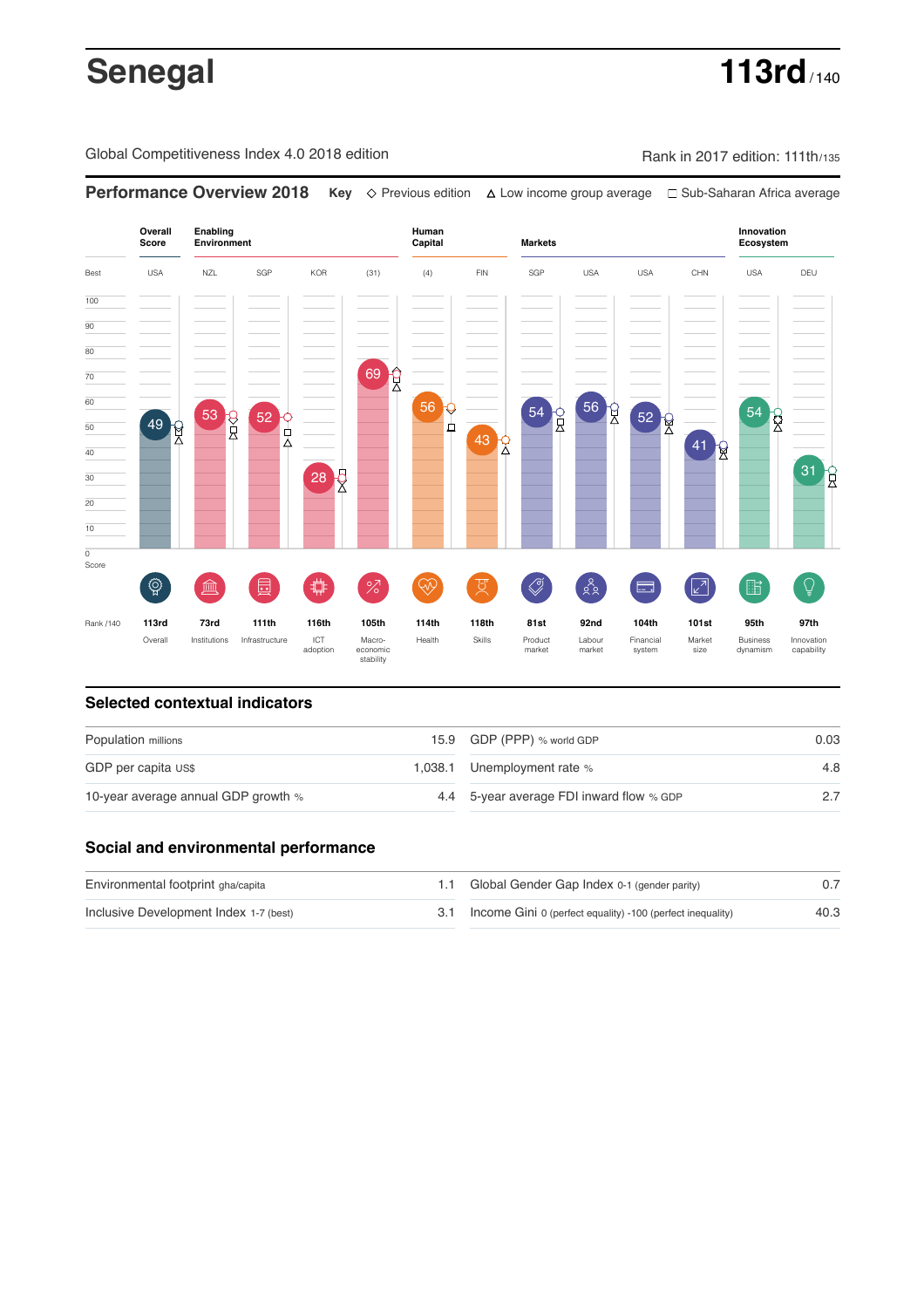# Senegal

**113rd** / 140

Global Competitiveness Index 4.0 2018 edition

Rank in 2017 edition: 111th/135

## Performance Overview 2018

**Key** ◇ Previous edition △ Low income group average □ Sub-Saharan Africa average

| | Overall Score | Enabling Environment | | | | Human Capital | | Markets | | | | Innovation Ecosystem | |
|---|---|---|---|---|---|---|---|---|---|---|---|---|---|
| Best | USA | NZL | SGP | KOR | (31) | (4) | FIN | SGP | USA | USA | CHN | USA | DEU |
| Score | 49 | 53 | 52 | 28 | 69 | 56 | 43 | 54 | 56 | 52 | 41 | 54 | 31 |
| Rank /140 | 113rd | 73rd | 111th | 116th | 105th | 114th | 118th | 81st | 92nd | 104th | 101st | 95th | 97th |
| | Overall | Institutions | Infrastructure | ICT adoption | Macro-economic stability | Health | Skills | Product market | Labour market | Financial system | Market size | Business dynamism | Innovation capability |

## Selected contextual indicators

| | | | |
|---|---|---|---|
| Population millions | 15.9 | GDP (PPP) % world GDP | 0.03 |
| GDP per capita US$ | 1,038.1 | Unemployment rate % | 4.8 |
| 10-year average annual GDP growth % | 4.4 | 5-year average FDI inward flow % GDP | 2.7 |

## Social and environmental performance

| | | | |
|---|---|---|---|
| Environmental footprint gha/capita | 1.1 | Global Gender Gap Index 0-1 (gender parity) | 0.7 |
| Inclusive Development Index 1-7 (best) | 3.1 | Income Gini 0 (perfect equality) -100 (perfect inequality) | 40.3 |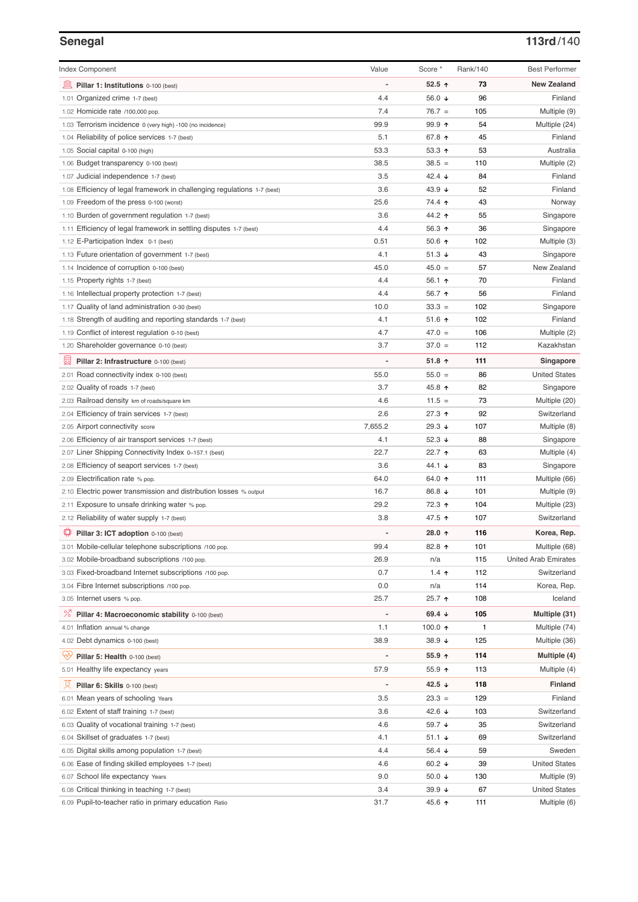## Senegal

**113rd/140**

| Index Component | Value | Score * | Rank/140 | Best Performer |
|---|---|---|---|---|
| **Pillar 1: Institutions** 0-100 (best) | - | **52.5 ↑** | **73** | **New Zealand** |
| 1.01 Organized crime 1-7 (best) | 4.4 | 56.0 ↓ | 96 | Finland |
| 1.02 Homicide rate /100,000 pop. | 7.4 | 76.7 = | 105 | Multiple (9) |
| 1.03 Terrorism incidence 0 (very high) -100 (no incidence) | 99.9 | 99.9 ↑ | 54 | Multiple (24) |
| 1.04 Reliability of police services 1-7 (best) | 5.1 | 67.8 ↑ | 45 | Finland |
| 1.05 Social capital 0-100 (high) | 53.3 | 53.3 ↑ | 53 | Australia |
| 1.06 Budget transparency 0-100 (best) | 38.5 | 38.5 = | 110 | Multiple (2) |
| 1.07 Judicial independence 1-7 (best) | 3.5 | 42.4 ↓ | 84 | Finland |
| 1.08 Efficiency of legal framework in challenging regulations 1-7 (best) | 3.6 | 43.9 ↓ | 52 | Finland |
| 1.09 Freedom of the press 0-100 (worst) | 25.6 | 74.4 ↑ | 43 | Norway |
| 1.10 Burden of government regulation 1-7 (best) | 3.6 | 44.2 ↑ | 55 | Singapore |
| 1.11 Efficiency of legal framework in settling disputes 1-7 (best) | 4.4 | 56.3 ↑ | 36 | Singapore |
| 1.12 E-Participation Index 0-1 (best) | 0.51 | 50.6 ↑ | 102 | Multiple (3) |
| 1.13 Future orientation of government 1-7 (best) | 4.1 | 51.3 ↓ | 43 | Singapore |
| 1.14 Incidence of corruption 0-100 (best) | 45.0 | 45.0 = | 57 | New Zealand |
| 1.15 Property rights 1-7 (best) | 4.4 | 56.1 ↑ | 70 | Finland |
| 1.16 Intellectual property protection 1-7 (best) | 4.4 | 56.7 ↑ | 56 | Finland |
| 1.17 Quality of land administration 0-30 (best) | 10.0 | 33.3 = | 102 | Singapore |
| 1.18 Strength of auditing and reporting standards 1-7 (best) | 4.1 | 51.6 ↑ | 102 | Finland |
| 1.19 Conflict of interest regulation 0-10 (best) | 4.7 | 47.0 = | 106 | Multiple (2) |
| 1.20 Shareholder governance 0-10 (best) | 3.7 | 37.0 = | 112 | Kazakhstan |
| **Pillar 2: Infrastructure** 0-100 (best) | - | **51.8 ↑** | **111** | **Singapore** |
| 2.01 Road connectivity index 0-100 (best) | 55.0 | 55.0 = | 86 | United States |
| 2.02 Quality of roads 1-7 (best) | 3.7 | 45.8 ↑ | 82 | Singapore |
| 2.03 Railroad density km of roads/square km | 4.6 | 11.5 = | 73 | Multiple (20) |
| 2.04 Efficiency of train services 1-7 (best) | 2.6 | 27.3 ↑ | 92 | Switzerland |
| 2.05 Airport connectivity score | 7,655.2 | 29.3 ↓ | 107 | Multiple (8) |
| 2.06 Efficiency of air transport services 1-7 (best) | 4.1 | 52.3 ↓ | 88 | Singapore |
| 2.07 Liner Shipping Connectivity Index 0–157.1 (best) | 22.7 | 22.7 ↑ | 63 | Multiple (4) |
| 2.08 Efficiency of seaport services 1-7 (best) | 3.6 | 44.1 ↓ | 83 | Singapore |
| 2.09 Electrification rate % pop. | 64.0 | 64.0 ↑ | 111 | Multiple (66) |
| 2.10 Electric power transmission and distribution losses % output | 16.7 | 86.8 ↓ | 101 | Multiple (9) |
| 2.11 Exposure to unsafe drinking water % pop. | 29.2 | 72.3 ↑ | 104 | Multiple (23) |
| 2.12 Reliability of water supply 1-7 (best) | 3.8 | 47.5 ↑ | 107 | Switzerland |
| **Pillar 3: ICT adoption** 0-100 (best) | - | **28.0 ↑** | **116** | **Korea, Rep.** |
| 3.01 Mobile-cellular telephone subscriptions /100 pop. | 99.4 | 82.8 ↑ | 101 | Multiple (68) |
| 3.02 Mobile-broadband subscriptions /100 pop. | 26.9 | n/a | 115 | United Arab Emirates |
| 3.03 Fixed-broadband Internet subscriptions /100 pop. | 0.7 | 1.4 ↑ | 112 | Switzerland |
| 3.04 Fibre Internet subscriptions /100 pop. | 0.0 | n/a | 114 | Korea, Rep. |
| 3.05 Internet users % pop. | 25.7 | 25.7 ↑ | 108 | Iceland |
| **Pillar 4: Macroeconomic stability** 0-100 (best) | - | **69.4 ↓** | **105** | **Multiple (31)** |
| 4.01 Inflation annual % change | 1.1 | 100.0 ↑ | 1 | Multiple (74) |
| 4.02 Debt dynamics 0-100 (best) | 38.9 | 38.9 ↓ | 125 | Multiple (36) |
| **Pillar 5: Health** 0-100 (best) | - | **55.9 ↑** | **114** | **Multiple (4)** |
| 5.01 Healthy life expectancy years | 57.9 | 55.9 ↑ | 113 | Multiple (4) |
| **Pillar 6: Skills** 0-100 (best) | - | **42.5 ↓** | **118** | **Finland** |
| 6.01 Mean years of schooling Years | 3.5 | 23.3 = | 129 | Finland |
| 6.02 Extent of staff training 1-7 (best) | 3.6 | 42.6 ↓ | 103 | Switzerland |
| 6.03 Quality of vocational training 1-7 (best) | 4.6 | 59.7 ↓ | 35 | Switzerland |
| 6.04 Skillset of graduates 1-7 (best) | 4.1 | 51.1 ↓ | 69 | Switzerland |
| 6.05 Digital skills among population 1-7 (best) | 4.4 | 56.4 ↓ | 59 | Sweden |
| 6.06 Ease of finding skilled employees 1-7 (best) | 4.6 | 60.2 ↓ | 39 | United States |
| 6.07 School life expectancy Years | 9.0 | 50.0 ↓ | 130 | Multiple (9) |
| 6.08 Critical thinking in teaching 1-7 (best) | 3.4 | 39.9 ↓ | 67 | United States |
| 6.09 Pupil-to-teacher ratio in primary education Ratio | 31.7 | 45.6 ↑ | 111 | Multiple (6) |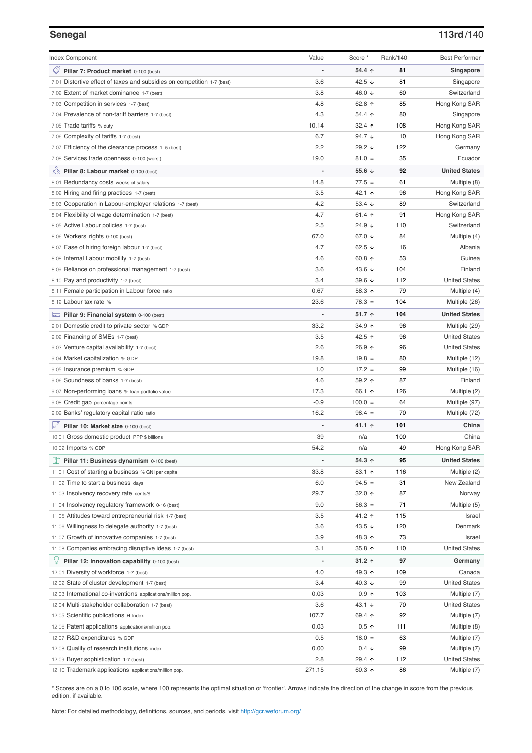## Senegal

**113rd/140**

| Index Component | Value | Score * | Rank/140 | Best Performer |
|---|---|---|---|---|
| **Pillar 7: Product market** 0-100 (best) | - | **54.4 ↑** | **81** | **Singapore** |
| 7.01 Distortive effect of taxes and subsidies on competition 1-7 (best) | 3.6 | 42.5 ↓ | 81 | Singapore |
| 7.02 Extent of market dominance 1-7 (best) | 3.8 | 46.0 ↓ | 60 | Switzerland |
| 7.03 Competition in services 1-7 (best) | 4.8 | 62.8 ↑ | 85 | Hong Kong SAR |
| 7.04 Prevalence of non-tariff barriers 1-7 (best) | 4.3 | 54.4 ↑ | 80 | Singapore |
| 7.05 Trade tariffs % duty | 10.14 | 32.4 ↑ | 108 | Hong Kong SAR |
| 7.06 Complexity of tariffs 1-7 (best) | 6.7 | 94.7 ↓ | 10 | Hong Kong SAR |
| 7.07 Efficiency of the clearance process 1–5 (best) | 2.2 | 29.2 ↓ | 122 | Germany |
| 7.08 Services trade openness 0-100 (worst) | 19.0 | 81.0 = | 35 | Ecuador |
| **Pillar 8: Labour market** 0-100 (best) | - | **55.6 ↓** | **92** | **United States** |
| 8.01 Redundancy costs weeks of salary | 14.8 | 77.5 = | 61 | Multiple (8) |
| 8.02 Hiring and firing practices 1-7 (best) | 3.5 | 42.1 ↑ | 96 | Hong Kong SAR |
| 8.03 Cooperation in Labour-employer relations 1-7 (best) | 4.2 | 53.4 ↓ | 89 | Switzerland |
| 8.04 Flexibility of wage determination 1-7 (best) | 4.7 | 61.4 ↑ | 91 | Hong Kong SAR |
| 8.05 Active Labour policies 1-7 (best) | 2.5 | 24.9 ↓ | 110 | Switzerland |
| 8.06 Workers' rights 0-100 (best) | 67.0 | 67.0 ↓ | 84 | Multiple (4) |
| 8.07 Ease of hiring foreign labour 1-7 (best) | 4.7 | 62.5 ↓ | 16 | Albania |
| 8.08 Internal Labour mobility 1-7 (best) | 4.6 | 60.8 ↑ | 53 | Guinea |
| 8.09 Reliance on professional management 1-7 (best) | 3.6 | 43.6 ↓ | 104 | Finland |
| 8.10 Pay and productivity 1-7 (best) | 3.4 | 39.6 ↓ | 112 | United States |
| 8.11 Female participation in Labour force ratio | 0.67 | 58.3 ↑ | 79 | Multiple (4) |
| 8.12 Labour tax rate % | 23.6 | 78.3 = | 104 | Multiple (26) |
| **Pillar 9: Financial system** 0-100 (best) | - | **51.7 ↑** | **104** | **United States** |
| 9.01 Domestic credit to private sector % GDP | 33.2 | 34.9 ↑ | 96 | Multiple (29) |
| 9.02 Financing of SMEs 1-7 (best) | 3.5 | 42.5 ↑ | 96 | United States |
| 9.03 Venture capital availability 1-7 (best) | 2.6 | 26.9 ↑ | 96 | United States |
| 9.04 Market capitalization % GDP | 19.8 | 19.8 = | 80 | Multiple (12) |
| 9.05 Insurance premium % GDP | 1.0 | 17.2 = | 99 | Multiple (16) |
| 9.06 Soundness of banks 1-7 (best) | 4.6 | 59.2 ↑ | 87 | Finland |
| 9.07 Non-performing loans % loan portfolio value | 17.3 | 66.1 ↑ | 126 | Multiple (2) |
| 9.08 Credit gap percentage points | -0.9 | 100.0 = | 64 | Multiple (97) |
| 9.09 Banks' regulatory capital ratio ratio | 16.2 | 98.4 = | 70 | Multiple (72) |
| **Pillar 10: Market size** 0-100 (best) | - | **41.1 ↑** | **101** | **China** |
| 10.01 Gross domestic product PPP $ billions | 39 | n/a | 100 | China |
| 10.02 Imports % GDP | 54.2 | n/a | 49 | Hong Kong SAR |
| **Pillar 11: Business dynamism** 0-100 (best) | - | **54.3 ↑** | **95** | **United States** |
| 11.01 Cost of starting a business % GNI per capita | 33.8 | 83.1 ↑ | 116 | Multiple (2) |
| 11.02 Time to start a business days | 6.0 | 94.5 = | 31 | New Zealand |
| 11.03 Insolvency recovery rate cents/$ | 29.7 | 32.0 ↑ | 87 | Norway |
| 11.04 Insolvency regulatory framework 0-16 (best) | 9.0 | 56.3 = | 71 | Multiple (5) |
| 11.05 Attitudes toward entrepreneurial risk 1-7 (best) | 3.5 | 41.2 ↑ | 115 | Israel |
| 11.06 Willingness to delegate authority 1-7 (best) | 3.6 | 43.5 ↓ | 120 | Denmark |
| 11.07 Growth of innovative companies 1-7 (best) | 3.9 | 48.3 ↑ | 73 | Israel |
| 11.08 Companies embracing disruptive ideas 1-7 (best) | 3.1 | 35.8 ↑ | 110 | United States |
| **Pillar 12: Innovation capability** 0-100 (best) | - | **31.2 ↑** | **97** | **Germany** |
| 12.01 Diversity of workforce 1-7 (best) | 4.0 | 49.3 ↑ | 109 | Canada |
| 12.02 State of cluster development 1-7 (best) | 3.4 | 40.3 ↓ | 99 | United States |
| 12.03 International co-inventions applications/million pop. | 0.03 | 0.9 ↑ | 103 | Multiple (7) |
| 12.04 Multi-stakeholder collaboration 1-7 (best) | 3.6 | 43.1 ↓ | 70 | United States |
| 12.05 Scientific publications H Index | 107.7 | 69.4 ↑ | 92 | Multiple (7) |
| 12.06 Patent applications applications/million pop. | 0.03 | 0.5 ↑ | 111 | Multiple (8) |
| 12.07 R&D expenditures % GDP | 0.5 | 18.0 = | 63 | Multiple (7) |
| 12.08 Quality of research institutions index | 0.00 | 0.4 ↓ | 99 | Multiple (7) |
| 12.09 Buyer sophistication 1-7 (best) | 2.8 | 29.4 ↑ | 112 | United States |
| 12.10 Trademark applications applications/million pop. | 271.15 | 60.3 ↑ | 86 | Multiple (7) |

* Scores are on a 0 to 100 scale, where 100 represents the optimal situation or 'frontier'. Arrows indicate the direction of the change in score from the previous edition, if available.

Note: For detailed methodology, definitions, sources, and periods, visit http://gcr.weforum.org/